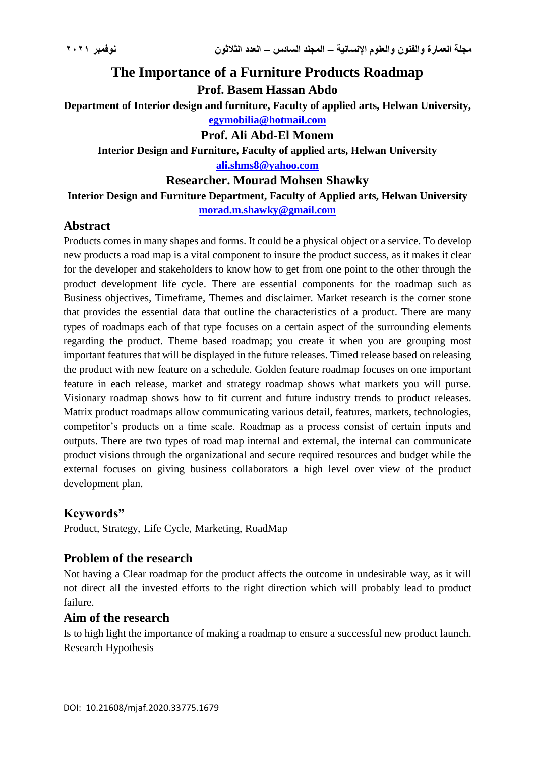# The Importance of a Furniture Products Roadmap

**Prof. Basem Hassan Abdo**

**Department of Interior design and furniture, Faculty of applied arts, Helwan University,**
**egymobilia@hotmail.com**

**Prof. Ali Abd-El Monem**

**Interior Design and Furniture, Faculty of applied arts, Helwan University**
**ali.shms8@yahoo.com**

**Researcher. Mourad Mohsen Shawky**

**Interior Design and Furniture Department, Faculty of Applied arts, Helwan University**
**morad.m.shawky@gmail.com**

## Abstract

Products comes in many shapes and forms. It could be a physical object or a service. To develop new products a road map is a vital component to insure the product success, as it makes it clear for the developer and stakeholders to know how to get from one point to the other through the product development life cycle. There are essential components for the roadmap such as Business objectives, Timeframe, Themes and disclaimer. Market research is the corner stone that provides the essential data that outline the characteristics of a product. There are many types of roadmaps each of that type focuses on a certain aspect of the surrounding elements regarding the product. Theme based roadmap; you create it when you are grouping most important features that will be displayed in the future releases. Timed release based on releasing the product with new feature on a schedule. Golden feature roadmap focuses on one important feature in each release, market and strategy roadmap shows what markets you will purse. Visionary roadmap shows how to fit current and future industry trends to product releases. Matrix product roadmaps allow communicating various detail, features, markets, technologies, competitor's products on a time scale. Roadmap as a process consist of certain inputs and outputs. There are two types of road map internal and external, the internal can communicate product visions through the organizational and secure required resources and budget while the external focuses on giving business collaborators a high level over view of the product development plan.

## Keywords"

Product, Strategy, Life Cycle, Marketing, RoadMap

## Problem of the research

Not having a Clear roadmap for the product affects the outcome in undesirable way, as it will not direct all the invested efforts to the right direction which will probably lead to product failure.

## Aim of the research

Is to high light the importance of making a roadmap to ensure a successful new product launch.
Research Hypothesis

DOI: 10.21608/mjaf.2020.33775.1679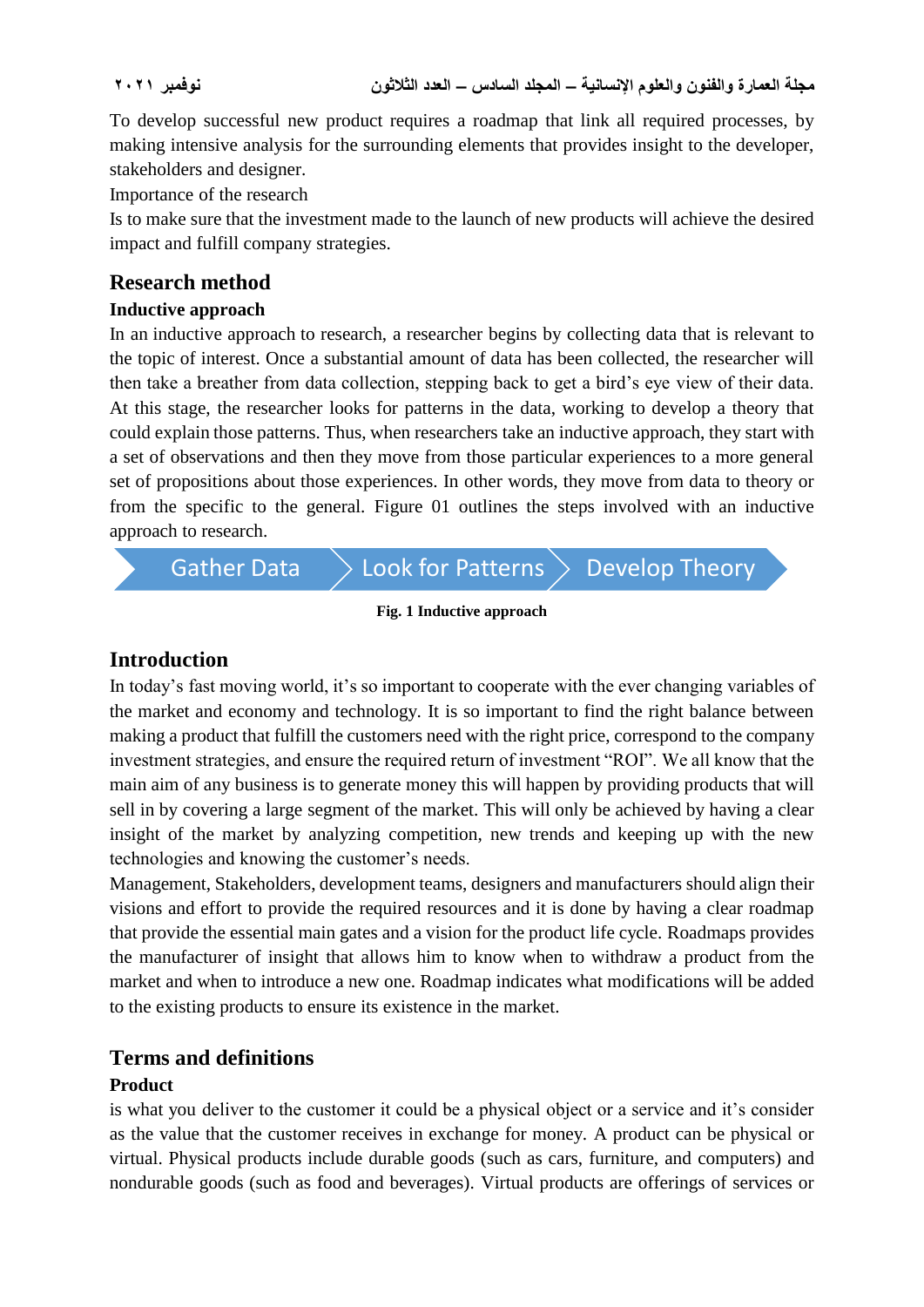To develop successful new product requires a roadmap that link all required processes, by making intensive analysis for the surrounding elements that provides insight to the developer, stakeholders and designer.

Importance of the research

Is to make sure that the investment made to the launch of new products will achieve the desired impact and fulfill company strategies.

## Research method

### Inductive approach

In an inductive approach to research, a researcher begins by collecting data that is relevant to the topic of interest. Once a substantial amount of data has been collected, the researcher will then take a breather from data collection, stepping back to get a bird's eye view of their data. At this stage, the researcher looks for patterns in the data, working to develop a theory that could explain those patterns. Thus, when researchers take an inductive approach, they start with a set of observations and then they move from those particular experiences to a more general set of propositions about those experiences. In other words, they move from data to theory or from the specific to the general. Figure 01 outlines the steps involved with an inductive approach to research.

Gather Data
Look for Patterns
Develop Theory

**Fig. 1 Inductive approach**

## Introduction

In today's fast moving world, it's so important to cooperate with the ever changing variables of the market and economy and technology. It is so important to find the right balance between making a product that fulfill the customers need with the right price, correspond to the company investment strategies, and ensure the required return of investment "ROI". We all know that the main aim of any business is to generate money this will happen by providing products that will sell in by covering a large segment of the market. This will only be achieved by having a clear insight of the market by analyzing competition, new trends and keeping up with the new technologies and knowing the customer's needs.

Management, Stakeholders, development teams, designers and manufacturers should align their visions and effort to provide the required resources and it is done by having a clear roadmap that provide the essential main gates and a vision for the product life cycle. Roadmaps provides the manufacturer of insight that allows him to know when to withdraw a product from the market and when to introduce a new one. Roadmap indicates what modifications will be added to the existing products to ensure its existence in the market.

## Terms and definitions

### Product

is what you deliver to the customer it could be a physical object or a service and it's consider as the value that the customer receives in exchange for money. A product can be physical or virtual. Physical products include durable goods (such as cars, furniture, and computers) and nondurable goods (such as food and beverages). Virtual products are offerings of services or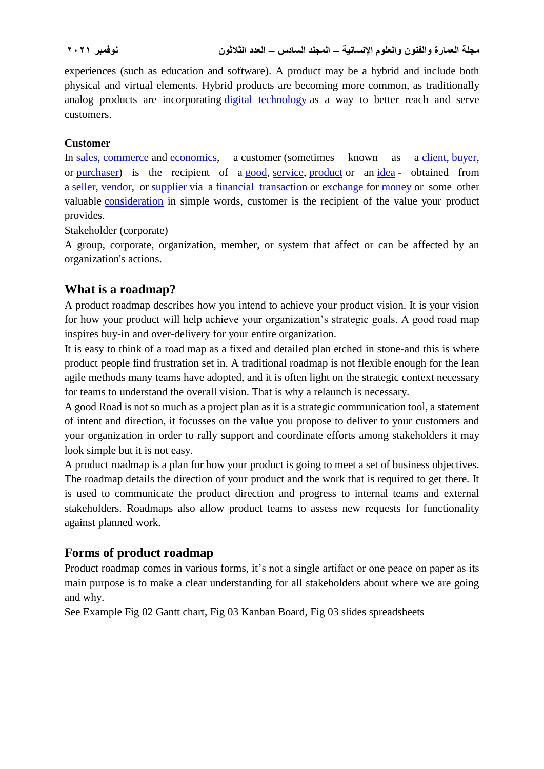experiences (such as education and software). A product may be a hybrid and include both physical and virtual elements. Hybrid products are becoming more common, as traditionally analog products are incorporating digital technology as a way to better reach and serve customers.

**Customer**

In sales, commerce and economics, a customer (sometimes known as a client, buyer, or purchaser) is the recipient of a good, service, product or an idea - obtained from a seller, vendor, or supplier via a financial transaction or exchange for money or some other valuable consideration in simple words, customer is the recipient of the value your product provides.

Stakeholder (corporate)

A group, corporate, organization, member, or system that affect or can be affected by an organization's actions.

## What is a roadmap?

A product roadmap describes how you intend to achieve your product vision. It is your vision for how your product will help achieve your organization's strategic goals. A good road map inspires buy-in and over-delivery for your entire organization.

It is easy to think of a road map as a fixed and detailed plan etched in stone-and this is where product people find frustration set in. A traditional roadmap is not flexible enough for the lean agile methods many teams have adopted, and it is often light on the strategic context necessary for teams to understand the overall vision. That is why a relaunch is necessary.

A good Road is not so much as a project plan as it is a strategic communication tool, a statement of intent and direction, it focusses on the value you propose to deliver to your customers and your organization in order to rally support and coordinate efforts among stakeholders it may look simple but it is not easy.

A product roadmap is a plan for how your product is going to meet a set of business objectives. The roadmap details the direction of your product and the work that is required to get there. It is used to communicate the product direction and progress to internal teams and external stakeholders. Roadmaps also allow product teams to assess new requests for functionality against planned work.

## Forms of product roadmap

Product roadmap comes in various forms, it's not a single artifact or one peace on paper as its main purpose is to make a clear understanding for all stakeholders about where we are going and why.

See Example Fig 02 Gantt chart, Fig 03 Kanban Board, Fig 03 slides spreadsheets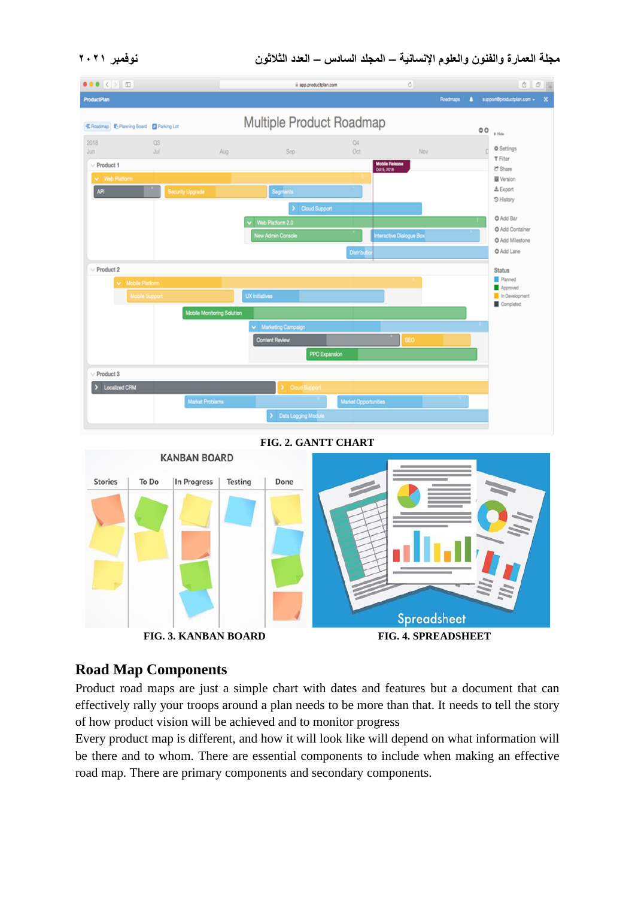FIG. 2. GANTT CHART

FIG. 3. KANBAN BOARD

FIG. 4. SPREADSHEET

## Road Map Components

Product road maps are just a simple chart with dates and features but a document that can effectively rally your troops around a plan needs to be more than that. It needs to tell the story of how product vision will be achieved and to monitor progress

Every product map is different, and how it will look like will depend on what information will be there and to whom. There are essential components to include when making an effective road map. There are primary components and secondary components.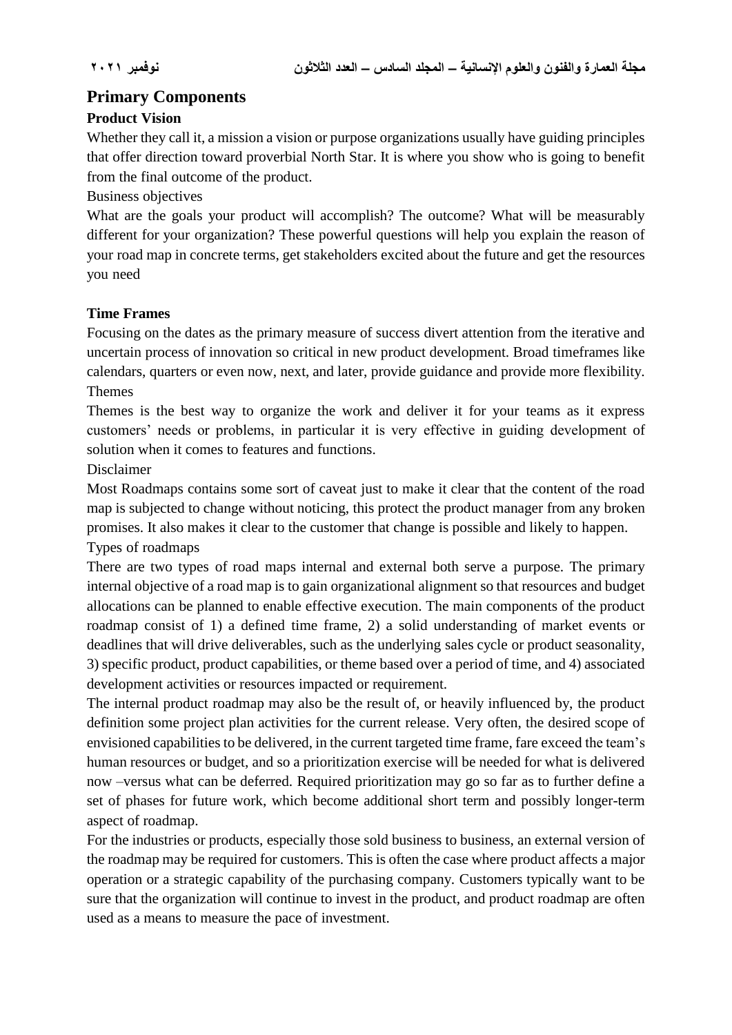## Primary Components

### Product Vision

Whether they call it, a mission a vision or purpose organizations usually have guiding principles that offer direction toward proverbial North Star. It is where you show who is going to benefit from the final outcome of the product.

Business objectives

What are the goals your product will accomplish? The outcome? What will be measurably different for your organization? These powerful questions will help you explain the reason of your road map in concrete terms, get stakeholders excited about the future and get the resources you need

### Time Frames

Focusing on the dates as the primary measure of success divert attention from the iterative and uncertain process of innovation so critical in new product development. Broad timeframes like calendars, quarters or even now, next, and later, provide guidance and provide more flexibility.

Themes

Themes is the best way to organize the work and deliver it for your teams as it express customers' needs or problems, in particular it is very effective in guiding development of solution when it comes to features and functions.

Disclaimer

Most Roadmaps contains some sort of caveat just to make it clear that the content of the road map is subjected to change without noticing, this protect the product manager from any broken promises. It also makes it clear to the customer that change is possible and likely to happen.

Types of roadmaps

There are two types of road maps internal and external both serve a purpose. The primary internal objective of a road map is to gain organizational alignment so that resources and budget allocations can be planned to enable effective execution. The main components of the product roadmap consist of 1) a defined time frame, 2) a solid understanding of market events or deadlines that will drive deliverables, such as the underlying sales cycle or product seasonality, 3) specific product, product capabilities, or theme based over a period of time, and 4) associated development activities or resources impacted or requirement.

The internal product roadmap may also be the result of, or heavily influenced by, the product definition some project plan activities for the current release. Very often, the desired scope of envisioned capabilities to be delivered, in the current targeted time frame, fare exceed the team's human resources or budget, and so a prioritization exercise will be needed for what is delivered now –versus what can be deferred. Required prioritization may go so far as to further define a set of phases for future work, which become additional short term and possibly longer-term aspect of roadmap.

For the industries or products, especially those sold business to business, an external version of the roadmap may be required for customers. This is often the case where product affects a major operation or a strategic capability of the purchasing company. Customers typically want to be sure that the organization will continue to invest in the product, and product roadmap are often used as a means to measure the pace of investment.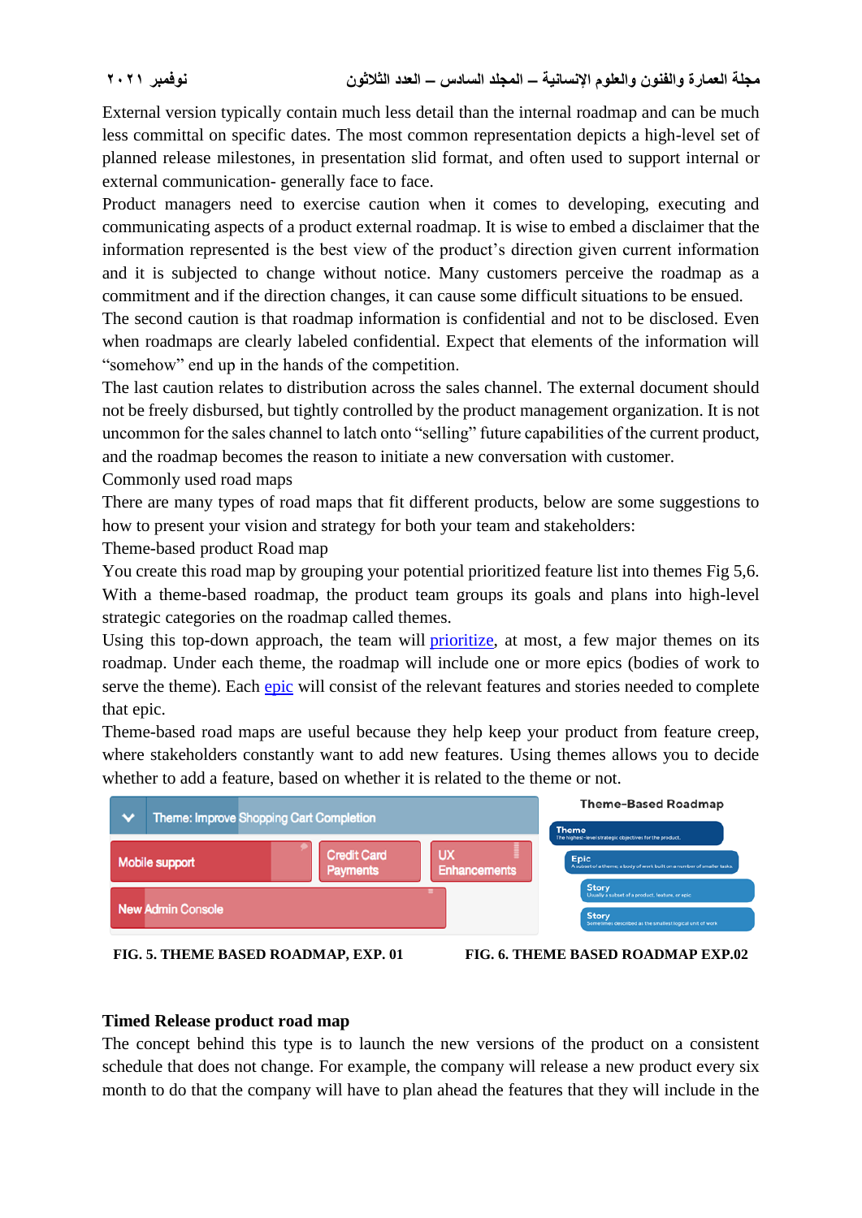External version typically contain much less detail than the internal roadmap and can be much less committal on specific dates. The most common representation depicts a high-level set of planned release milestones, in presentation slid format, and often used to support internal or external communication- generally face to face.

Product managers need to exercise caution when it comes to developing, executing and communicating aspects of a product external roadmap. It is wise to embed a disclaimer that the information represented is the best view of the product's direction given current information and it is subjected to change without notice. Many customers perceive the roadmap as a commitment and if the direction changes, it can cause some difficult situations to be ensued.

The second caution is that roadmap information is confidential and not to be disclosed. Even when roadmaps are clearly labeled confidential. Expect that elements of the information will "somehow" end up in the hands of the competition.

The last caution relates to distribution across the sales channel. The external document should not be freely disbursed, but tightly controlled by the product management organization. It is not uncommon for the sales channel to latch onto "selling" future capabilities of the current product, and the roadmap becomes the reason to initiate a new conversation with customer.

Commonly used road maps

There are many types of road maps that fit different products, below are some suggestions to how to present your vision and strategy for both your team and stakeholders:

Theme-based product Road map

You create this road map by grouping your potential prioritized feature list into themes Fig 5,6. With a theme-based roadmap, the product team groups its goals and plans into high-level strategic categories on the roadmap called themes.

Using this top-down approach, the team will prioritize, at most, a few major themes on its roadmap. Under each theme, the roadmap will include one or more epics (bodies of work to serve the theme). Each epic will consist of the relevant features and stories needed to complete that epic.

Theme-based road maps are useful because they help keep your product from feature creep, where stakeholders constantly want to add new features. Using themes allows you to decide whether to add a feature, based on whether it is related to the theme or not.

Theme: Improve Shopping Cart Completion
Mobile support
Credit Card Payments
UX Enhancements
New Admin Console

FIG. 5. THEME BASED ROADMAP, EXP. 01

Theme-Based Roadmap
Theme
Epic
Story
Story

FIG. 6. THEME BASED ROADMAP EXP.02

**Timed Release product road map**

The concept behind this type is to launch the new versions of the product on a consistent schedule that does not change. For example, the company will release a new product every six month to do that the company will have to plan ahead the features that they will include in the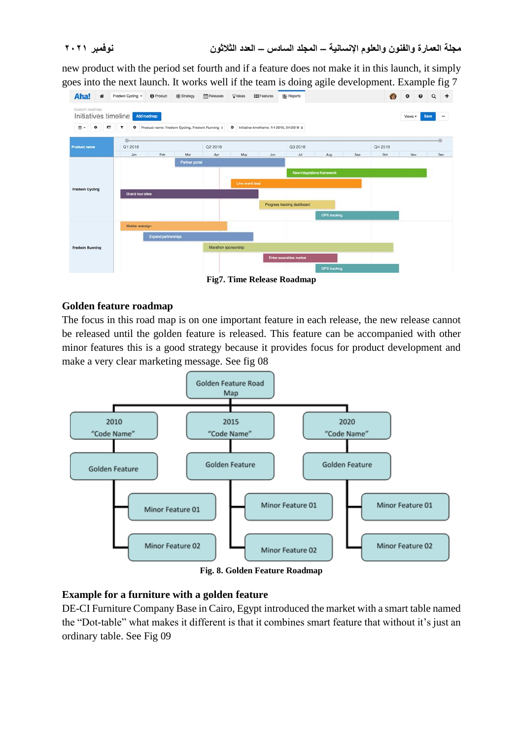new product with the period set fourth and if a feature does not make it in this launch, it simply goes into the next launch. It works well if the team is doing agile development. Example fig 7

Fig7. Time Release Roadmap

## Golden feature roadmap

The focus in this road map is on one important feature in each release, the new release cannot be released until the golden feature is released. This feature can be accompanied with other minor features this is a good strategy because it provides focus for product development and make a very clear marketing message. See fig 08

Fig. 8. Golden Feature Roadmap

## Example for a furniture with a golden feature

DE-CI Furniture Company Base in Cairo, Egypt introduced the market with a smart table named the "Dot-table" what makes it different is that it combines smart feature that without it's just an ordinary table. See Fig 09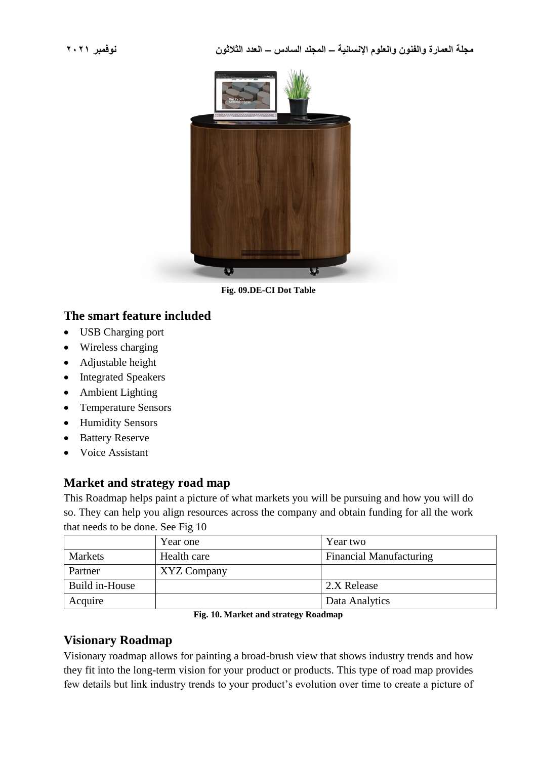Fig. 09.DE-CI Dot Table

## The smart feature included

- USB Charging port
- Wireless charging
- Adjustable height
- Integrated Speakers
- Ambient Lighting
- Temperature Sensors
- Humidity Sensors
- Battery Reserve
- Voice Assistant

## Market and strategy road map

This Roadmap helps paint a picture of what markets you will be pursuing and how you will do so. They can help you align resources across the company and obtain funding for all the work that needs to be done. See Fig 10

| | Year one | Year two |
|---|---|---|
| Markets | Health care | Financial Manufacturing |
| Partner | XYZ Company | |
| Build in-House | | 2.X Release |
| Acquire | | Data Analytics |

**Fig. 10. Market and strategy Roadmap**

## Visionary Roadmap

Visionary roadmap allows for painting a broad-brush view that shows industry trends and how they fit into the long-term vision for your product or products. This type of road map provides few details but link industry trends to your product's evolution over time to create a picture of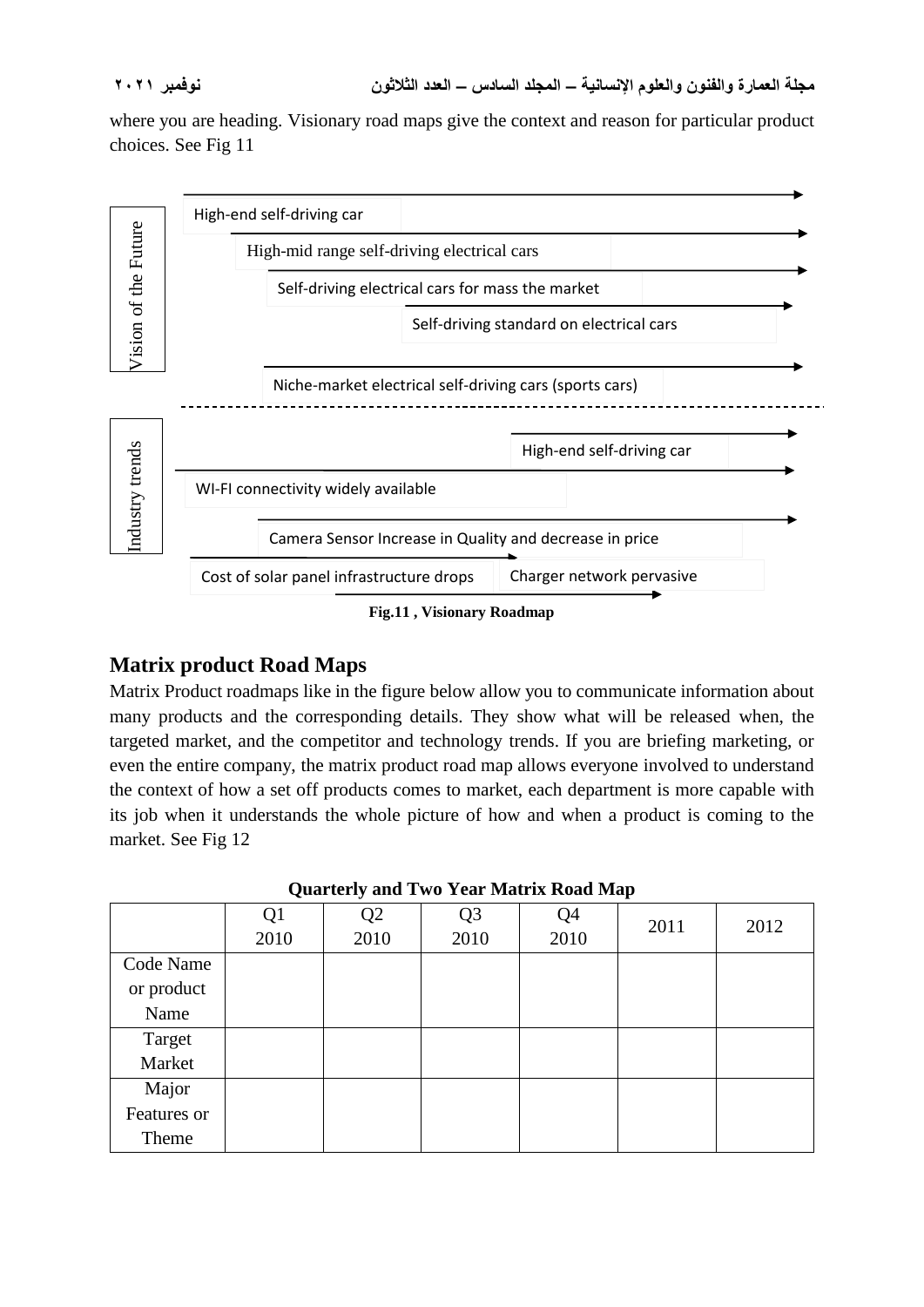where you are heading. Visionary road maps give the context and reason for particular product choices. See Fig 11

Vision of the Future

High-end self-driving car

High-mid range self-driving electrical cars

Self-driving electrical cars for mass the market

Self-driving standard on electrical cars

Niche-market electrical self-driving cars (sports cars)

Industry trends

High-end self-driving car

WI-FI connectivity widely available

Camera Sensor Increase in Quality and decrease in price

Cost of solar panel infrastructure drops

Charger network pervasive

**Fig.11 , Visionary Roadmap**

## Matrix product Road Maps

Matrix Product roadmaps like in the figure below allow you to communicate information about many products and the corresponding details. They show what will be released when, the targeted market, and the competitor and technology trends. If you are briefing marketing, or even the entire company, the matrix product road map allows everyone involved to understand the context of how a set off products comes to market, each department is more capable with its job when it understands the whole picture of how and when a product is coming to the market. See Fig 12

**Quarterly and Two Year Matrix Road Map**

| | Q1 2010 | Q2 2010 | Q3 2010 | Q4 2010 | 2011 | 2012 |
|---|---|---|---|---|---|---|
| Code Name or product Name | | | | | | |
| Target Market | | | | | | |
| Major Features or Theme | | | | | | |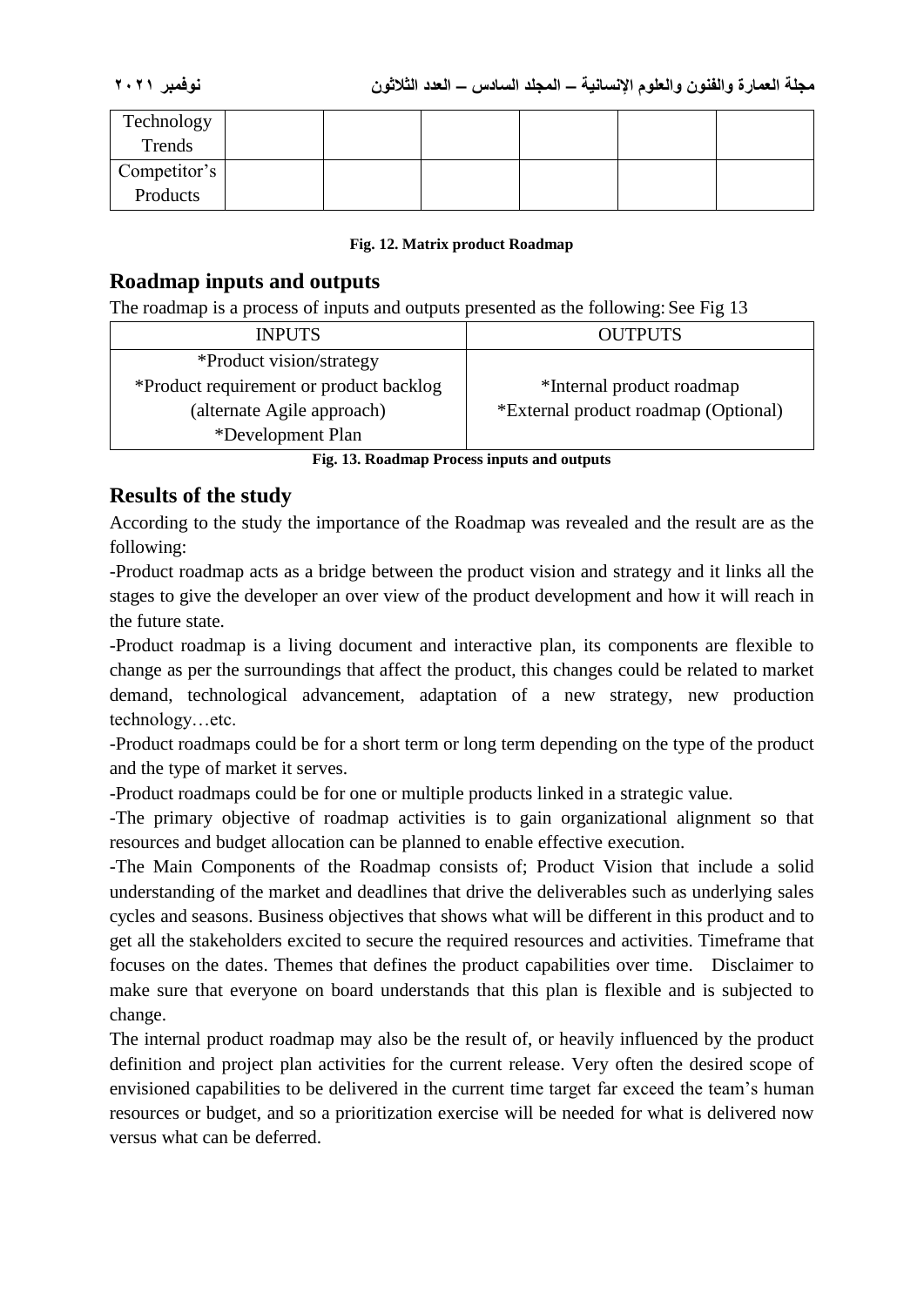| | | | | | | |
|---|---|---|---|---|---|---|
| Technology Trends | | | | | | |
| Competitor's Products | | | | | | |

**Fig. 12. Matrix product Roadmap**

## Roadmap inputs and outputs

The roadmap is a process of inputs and outputs presented as the following: See Fig 13

| INPUTS | OUTPUTS |
|---|---|
| *Product vision/strategy<br>*Product requirement or product backlog (alternate Agile approach)<br>*Development Plan | *Internal product roadmap<br>*External product roadmap (Optional) |

**Fig. 13. Roadmap Process inputs and outputs**

## Results of the study

According to the study the importance of the Roadmap was revealed and the result are as the following:

-Product roadmap acts as a bridge between the product vision and strategy and it links all the stages to give the developer an over view of the product development and how it will reach in the future state.

-Product roadmap is a living document and interactive plan, its components are flexible to change as per the surroundings that affect the product, this changes could be related to market demand, technological advancement, adaptation of a new strategy, new production technology…etc.

-Product roadmaps could be for a short term or long term depending on the type of the product and the type of market it serves.

-Product roadmaps could be for one or multiple products linked in a strategic value.

-The primary objective of roadmap activities is to gain organizational alignment so that resources and budget allocation can be planned to enable effective execution.

-The Main Components of the Roadmap consists of; Product Vision that include a solid understanding of the market and deadlines that drive the deliverables such as underlying sales cycles and seasons. Business objectives that shows what will be different in this product and to get all the stakeholders excited to secure the required resources and activities. Timeframe that focuses on the dates. Themes that defines the product capabilities over time. Disclaimer to make sure that everyone on board understands that this plan is flexible and is subjected to change.

The internal product roadmap may also be the result of, or heavily influenced by the product definition and project plan activities for the current release. Very often the desired scope of envisioned capabilities to be delivered in the current time target far exceed the team's human resources or budget, and so a prioritization exercise will be needed for what is delivered now versus what can be deferred.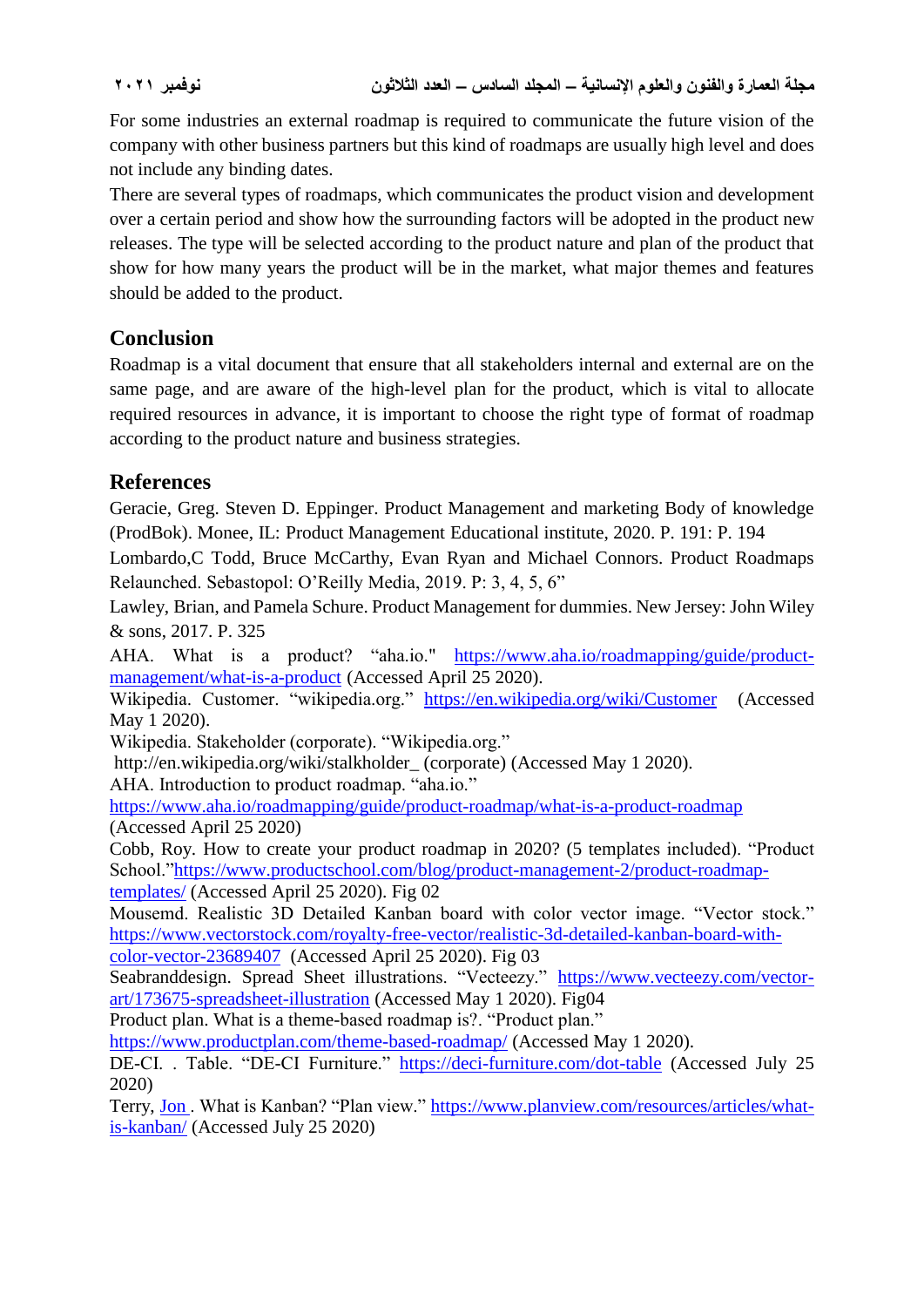For some industries an external roadmap is required to communicate the future vision of the company with other business partners but this kind of roadmaps are usually high level and does not include any binding dates.

There are several types of roadmaps, which communicates the product vision and development over a certain period and show how the surrounding factors will be adopted in the product new releases. The type will be selected according to the product nature and plan of the product that show for how many years the product will be in the market, what major themes and features should be added to the product.

## Conclusion

Roadmap is a vital document that ensure that all stakeholders internal and external are on the same page, and are aware of the high-level plan for the product, which is vital to allocate required resources in advance, it is important to choose the right type of format of roadmap according to the product nature and business strategies.

## References

Geracie, Greg. Steven D. Eppinger. Product Management and marketing Body of knowledge (ProdBok). Monee, IL: Product Management Educational institute, 2020. P. 191: P. 194

Lombardo,C Todd, Bruce McCarthy, Evan Ryan and Michael Connors. Product Roadmaps Relaunched. Sebastopol: O'Reilly Media, 2019. P: 3, 4, 5, 6"

Lawley, Brian, and Pamela Schure. Product Management for dummies. New Jersey: John Wiley & sons, 2017. P. 325

AHA. What is a product? "aha.io." https://www.aha.io/roadmapping/guide/product-management/what-is-a-product (Accessed April 25 2020).

Wikipedia. Customer. "wikipedia.org." https://en.wikipedia.org/wiki/Customer (Accessed May 1 2020).

Wikipedia. Stakeholder (corporate). "Wikipedia.org." http://en.wikipedia.org/wiki/stalkholder_ (corporate) (Accessed May 1 2020).

AHA. Introduction to product roadmap. "aha.io." https://www.aha.io/roadmapping/guide/product-roadmap/what-is-a-product-roadmap (Accessed April 25 2020)

Cobb, Roy. How to create your product roadmap in 2020? (5 templates included). "Product School."https://www.productschool.com/blog/product-management-2/product-roadmap-templates/ (Accessed April 25 2020). Fig 02

Mousemd. Realistic 3D Detailed Kanban board with color vector image. "Vector stock." https://www.vectorstock.com/royalty-free-vector/realistic-3d-detailed-kanban-board-with-color-vector-23689407 (Accessed April 25 2020). Fig 03

Seabranddesign. Spread Sheet illustrations. "Vecteezy." https://www.vecteezy.com/vector-art/173675-spreadsheet-illustration (Accessed May 1 2020). Fig04

Product plan. What is a theme-based roadmap is?. "Product plan." https://www.productplan.com/theme-based-roadmap/ (Accessed May 1 2020).

DE-CI. . Table. "DE-CI Furniture." https://deci-furniture.com/dot-table (Accessed July 25 2020)

Terry, Jon . What is Kanban? "Plan view." https://www.planview.com/resources/articles/what-is-kanban/ (Accessed July 25 2020)